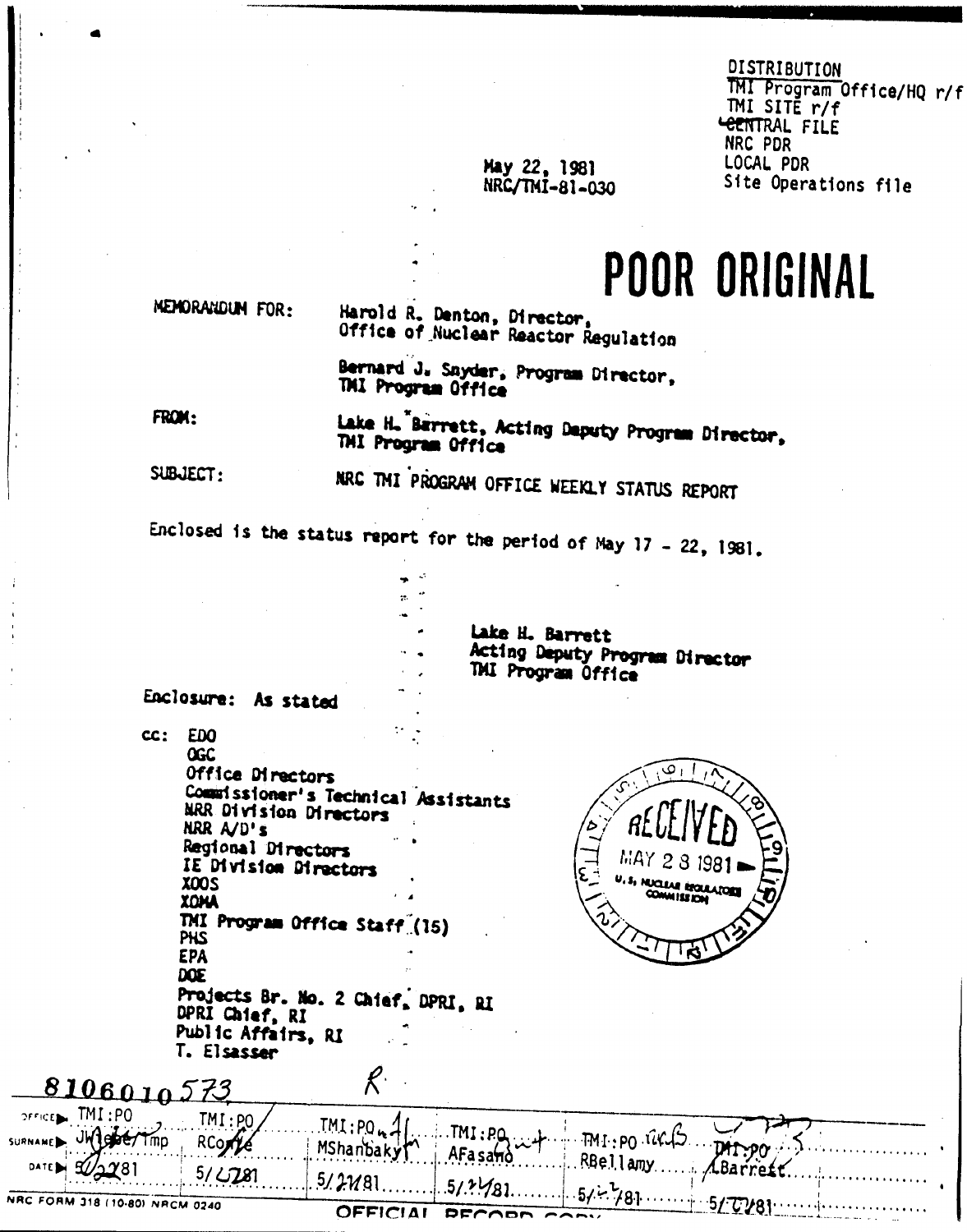DISTRIBUTION
TMI Program Office/HQ r/f
TMI SITE r/f
CENTRAL FILE
NRC PDR
LOCAL PDR
Site Operations file

May 22, 1981
NRC/TMI-81-030

# POOR ORIGINAL

MEMORANDUM FOR: Harold R. Denton, Director, Office of Nuclear Reactor Regulation

Bernard J. Snyder, Program Director, TMI Program Office

FROM: Lake H. Barrett, Acting Deputy Program Director, TMI Program Office

SUBJECT: NRC TMI PROGRAM OFFICE WEEKLY STATUS REPORT

Enclosed is the status report for the period of May 17 - 22, 1981.

Lake H. Barrett
Acting Deputy Program Director
TMI Program Office

Enclosure: As stated

cc: EDO
OGC
Office Directors
Commissioner's Technical Assistants
NRR Division Directors
NRR A/D's
Regional Directors
IE Division Directors
XOOS
XOMA
TMI Program Office Staff (15)
PHS
EPA
DOE
Projects Br. No. 2 Chief, DPRI, RI
DPRI Chief, RI
Public Affairs, RI
T. Elsasser

RECEIVED
MAY 28 1981
U.S. NUCLEAR REGULATORY COMMISSION

8106010573

| OFFICE | TMI:PO | TMI:PO | TMI:PO | TMI:PO | TMI:PO | TMI:PO |
|---|---|---|---|---|---|---|
| SURNAME | JWiebe/Tmp | RConte | MShanbaky | AFasano | RBellamy | LBarrett |
| DATE | 5/22/81 | 5/22/81 | 5/22/81 | 5/22/81 | 5/22/81 | 5/22/81 |

NRC FORM 318 (10-80) NRCM 0240

OFFICIAL RECORD COPY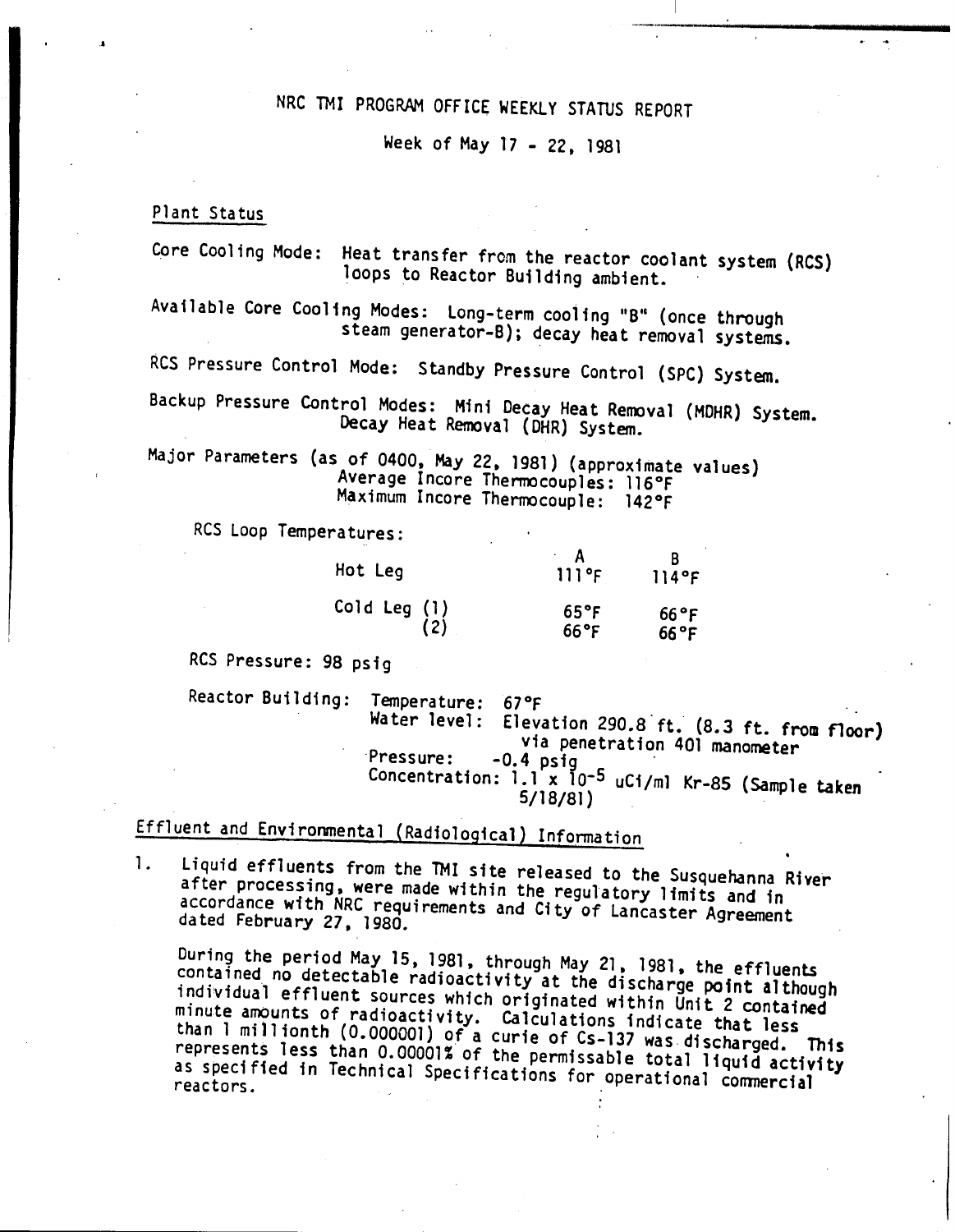# NRC TMI PROGRAM OFFICE WEEKLY STATUS REPORT

Week of May 17 - 22, 1981

## Plant Status

Core Cooling Mode: Heat transfer from the reactor coolant system (RCS) loops to Reactor Building ambient.

Available Core Cooling Modes: Long-term cooling "B" (once through steam generator-B); decay heat removal systems.

RCS Pressure Control Mode: Standby Pressure Control (SPC) System.

Backup Pressure Control Modes: Mini Decay Heat Removal (MDHR) System. Decay Heat Removal (DHR) System.

Major Parameters (as of 0400, May 22, 1981) (approximate values)
Average Incore Thermocouples: 116°F
Maximum Incore Thermocouple: 142°F

RCS Loop Temperatures:

| | A | B |
|---|---|---|
| Hot Leg | 111°F | 114°F |
| Cold Leg (1) | 65°F | 66°F |
| (2) | 66°F | 66°F |

RCS Pressure: 98 psig

Reactor Building:
Temperature: 67°F
Water level: Elevation 290.8 ft. (8.3 ft. from floor) via penetration 401 manometer
Pressure: -0.4 psig
Concentration: $1.1 \times 10^{-5}$ uCi/ml Kr-85 (Sample taken 5/18/81)

## Effluent and Environmental (Radiological) Information

1. Liquid effluents from the TMI site released to the Susquehanna River after processing, were made within the regulatory limits and in accordance with NRC requirements and City of Lancaster Agreement dated February 27, 1980.

   During the period May 15, 1981, through May 21, 1981, the effluents contained no detectable radioactivity at the discharge point although individual effluent sources which originated within Unit 2 contained minute amounts of radioactivity. Calculations indicate that less than 1 millionth (0.000001) of a curie of Cs-137 was discharged. This represents less than 0.00001% of the permissable total liquid activity as specified in Technical Specifications for operational commercial reactors.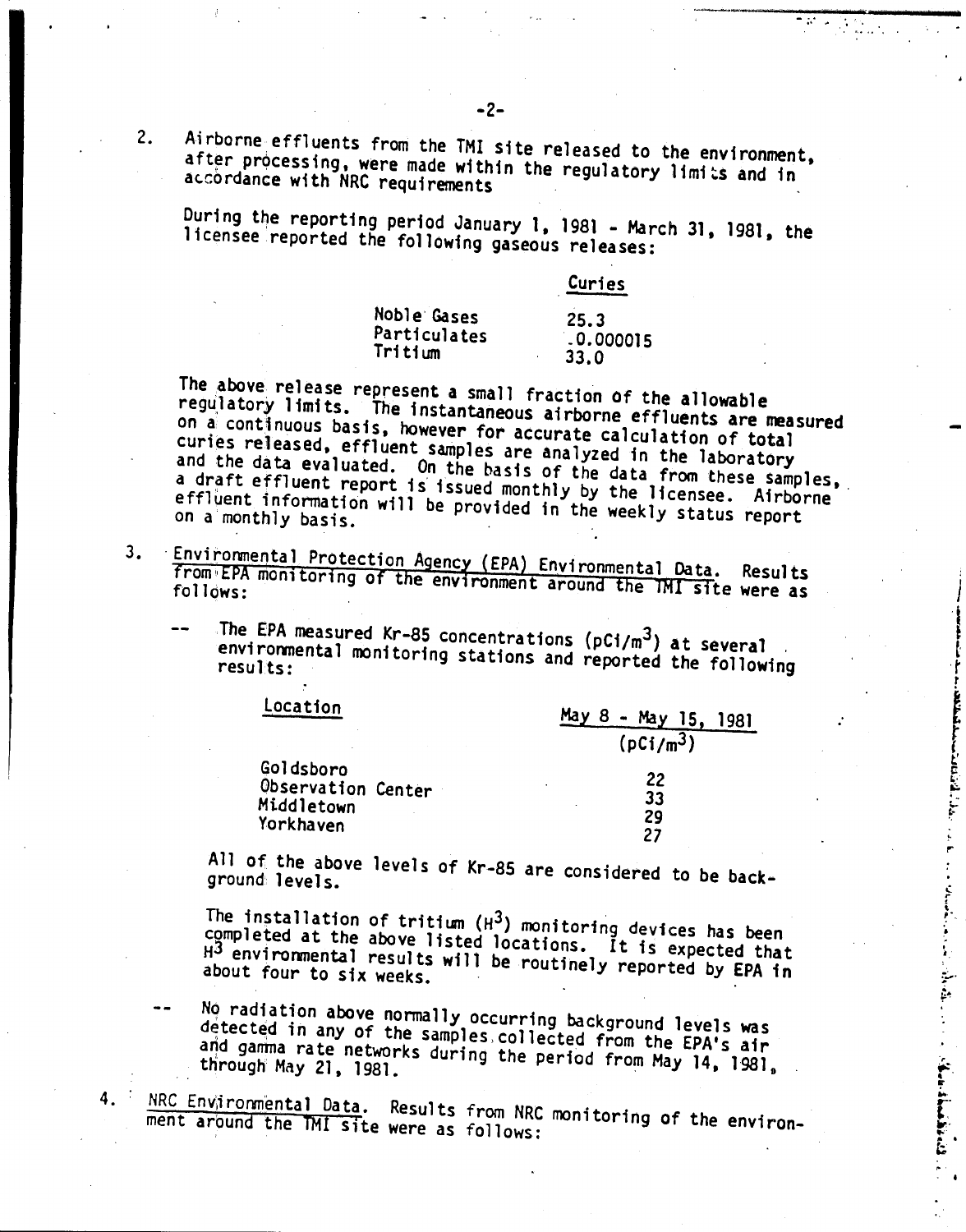2. Airborne effluents from the TMI site released to the environment, after processing, were made within the regulatory limits and in accordance with NRC requirements

   During the reporting period January 1, 1981 - March 31, 1981, the licensee reported the following gaseous releases:

   | | Curies |
   |---|---|
   | Noble Gases | 25.3 |
   | Particulates | 0.000015 |
   | Tritium | 33.0 |

   The above release represent a small fraction of the allowable regulatory limits. The instantaneous airborne effluents are measured on a continuous basis, however for accurate calculation of total curies released, effluent samples are analyzed in the laboratory and the data evaluated. On the basis of the data from these samples, a draft effluent report is issued monthly by the licensee. Airborne effluent information will be provided in the weekly status report on a monthly basis.

3. Environmental Protection Agency (EPA) Environmental Data. Results from EPA monitoring of the environment around the TMI site were as follows:

   -- The EPA measured Kr-85 concentrations ($pCi/m^3$) at several environmental monitoring stations and reported the following results:

   | Location | May 8 - May 15, 1981 ($pCi/m^3$) |
   |---|---|
   | Goldsboro | 22 |
   | Observation Center | 33 |
   | Middletown | 29 |
   | Yorkhaven | 27 |

   All of the above levels of Kr-85 are considered to be background levels.

   The installation of tritium ($H^3$) monitoring devices has been completed at the above listed locations. It is expected that $H^3$ environmental results will be routinely reported by EPA in about four to six weeks.

   -- No radiation above normally occurring background levels was detected in any of the samples collected from the EPA's air and gamma rate networks during the period from May 14, 1981, through May 21, 1981.

4. NRC Environmental Data. Results from NRC monitoring of the environment around the TMI site were as follows: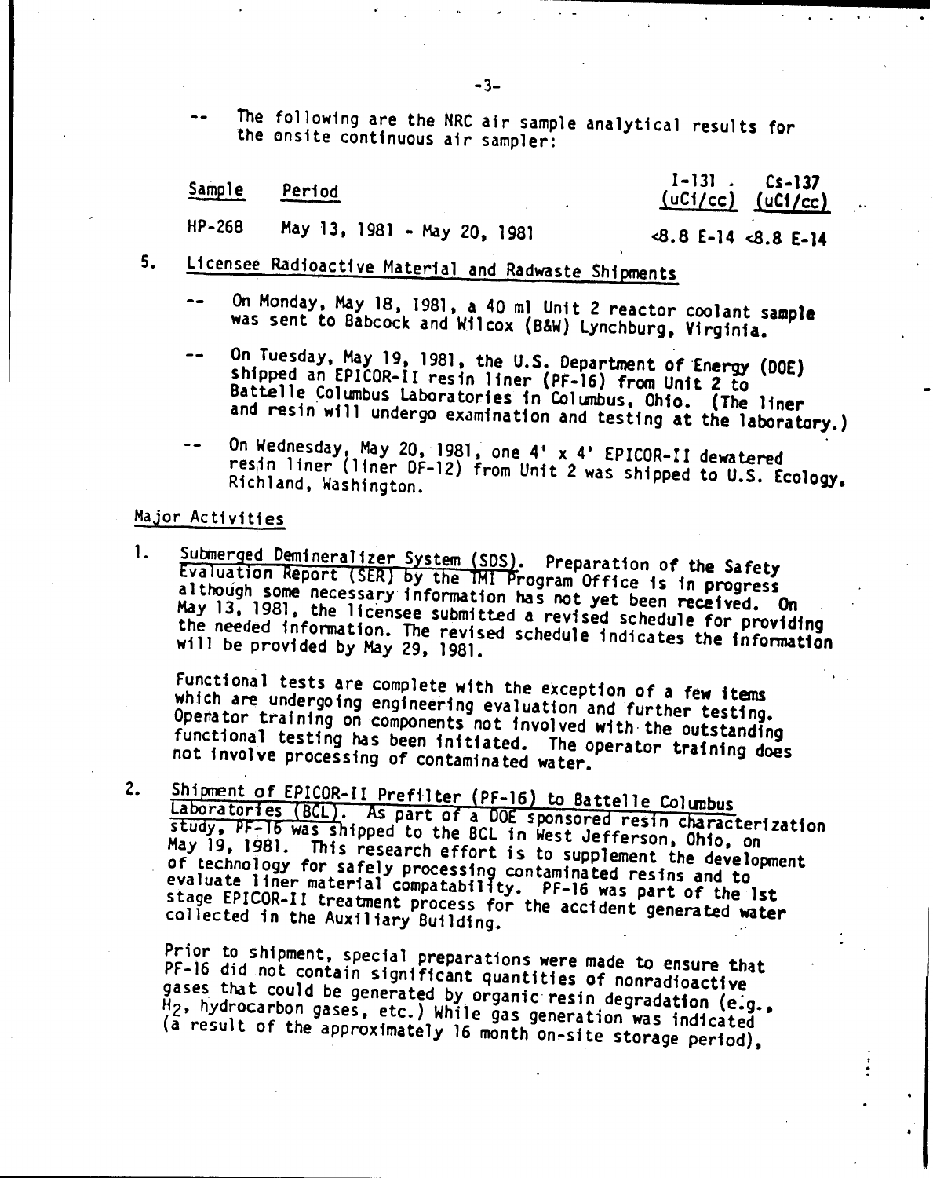-- The following are the NRC air sample analytical results for the onsite continuous air sampler:

| Sample | Period | I-131 (uCi/cc) | Cs-137 (uCi/cc) |
|---|---|---|---|
| HP-268 | May 13, 1981 - May 20, 1981 | <8.8 E-14 | <8.8 E-14 |

5. Licensee Radioactive Material and Radwaste Shipments

   -- On Monday, May 18, 1981, a 40 ml Unit 2 reactor coolant sample was sent to Babcock and Wilcox (B&W) Lynchburg, Virginia.

   -- On Tuesday, May 19, 1981, the U.S. Department of Energy (DOE) shipped an EPICOR-II resin liner (PF-16) from Unit 2 to Battelle Columbus Laboratories in Columbus, Ohio. (The liner and resin will undergo examination and testing at the laboratory.)

   -- On Wednesday, May 20, 1981, one 4' x 4' EPICOR-II dewatered resin liner (liner DF-12) from Unit 2 was shipped to U.S. Ecology, Richland, Washington.

## Major Activities

1. Submerged Demineralizer System (SDS). Preparation of the Safety Evaluation Report (SER) by the TMI Program Office is in progress although some necessary information has not yet been received. On May 13, 1981, the licensee submitted a revised schedule for providing the needed information. The revised schedule indicates the information will be provided by May 29, 1981.

   Functional tests are complete with the exception of a few items which are undergoing engineering evaluation and further testing. Operator training on components not involved with the outstanding functional testing has been initiated. The operator training does not involve processing of contaminated water.

2. Shipment of EPICOR-II Prefilter (PF-16) to Battelle Columbus Laboratories (BCL). As part of a DOE sponsored resin characterization study, PF-16 was shipped to the BCL in West Jefferson, Ohio, on May 19, 1981. This research effort is to supplement the development of technology for safely processing contaminated resins and to evaluate liner material compatability. PF-16 was part of the 1st stage EPICOR-II treatment process for the accident generated water collected in the Auxiliary Building.

   Prior to shipment, special preparations were made to ensure that PF-16 did not contain significant quantities of nonradioactive gases that could be generated by organic resin degradation (e.g., $H_2$, hydrocarbon gases, etc.) While gas generation was indicated (a result of the approximately 16 month on-site storage period),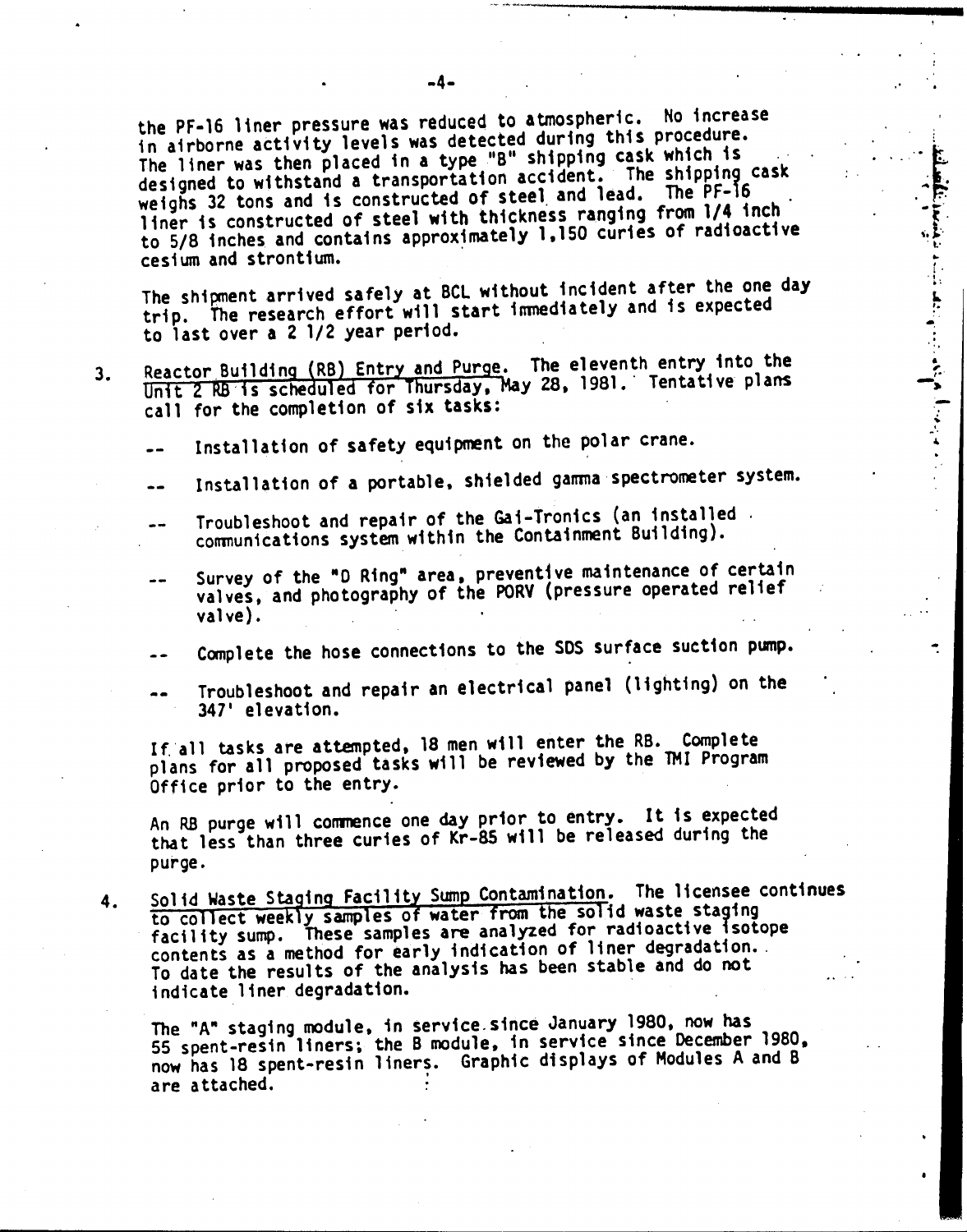the PF-16 liner pressure was reduced to atmospheric. No increase in airborne activity levels was detected during this procedure. The liner was then placed in a type "B" shipping cask which is designed to withstand a transportation accident. The shipping cask weighs 32 tons and is constructed of steel and lead. The PF-16 liner is constructed of steel with thickness ranging from 1/4 inch to 5/8 inches and contains approximately 1,150 curies of radioactive cesium and strontium.

The shipment arrived safely at BCL without incident after the one day trip. The research effort will start immediately and is expected to last over a 2 1/2 year period.

3. <u>Reactor Building (RB) Entry and Purge</u>. The eleventh entry into the Unit 2 RB is scheduled for Thursday, May 28, 1981. Tentative plans call for the completion of six tasks:

   -- Installation of safety equipment on the polar crane.

   -- Installation of a portable, shielded gamma spectrometer system.

   -- Troubleshoot and repair of the Gai-Tronics (an installed communications system within the Containment Building).

   -- Survey of the "D Ring" area, preventive maintenance of certain valves, and photography of the PORV (pressure operated relief valve).

   -- Complete the hose connections to the SDS surface suction pump.

   -- Troubleshoot and repair an electrical panel (lighting) on the 347' elevation.

   If all tasks are attempted, 18 men will enter the RB. Complete plans for all proposed tasks will be reviewed by the TMI Program Office prior to the entry.

   An RB purge will commence one day prior to entry. It is expected that less than three curies of Kr-85 will be released during the purge.

4. <u>Solid Waste Staging Facility Sump Contamination</u>. The licensee continues to collect weekly samples of water from the solid waste staging facility sump. These samples are analyzed for radioactive isotope contents as a method for early indication of liner degradation. To date the results of the analysis has been stable and do not indicate liner degradation.

   The "A" staging module, in service since January 1980, now has 55 spent-resin liners; the B module, in service since December 1980, now has 18 spent-resin liners. Graphic displays of Modules A and B are attached.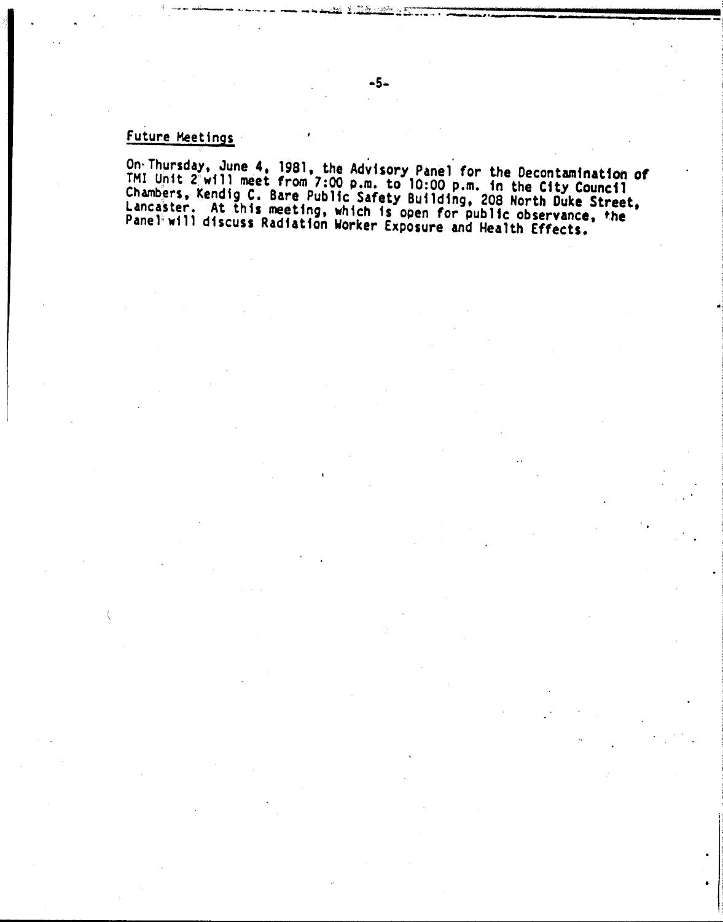## Future Meetings

On Thursday, June 4, 1981, the Advisory Panel for the Decontamination of TMI Unit 2 will meet from 7:00 p.m. to 10:00 p.m. in the City Council Chambers, Kendig C. Bare Public Safety Building, 208 North Duke Street, Lancaster. At this meeting, which is open for public observance, the Panel will discuss Radiation Worker Exposure and Health Effects.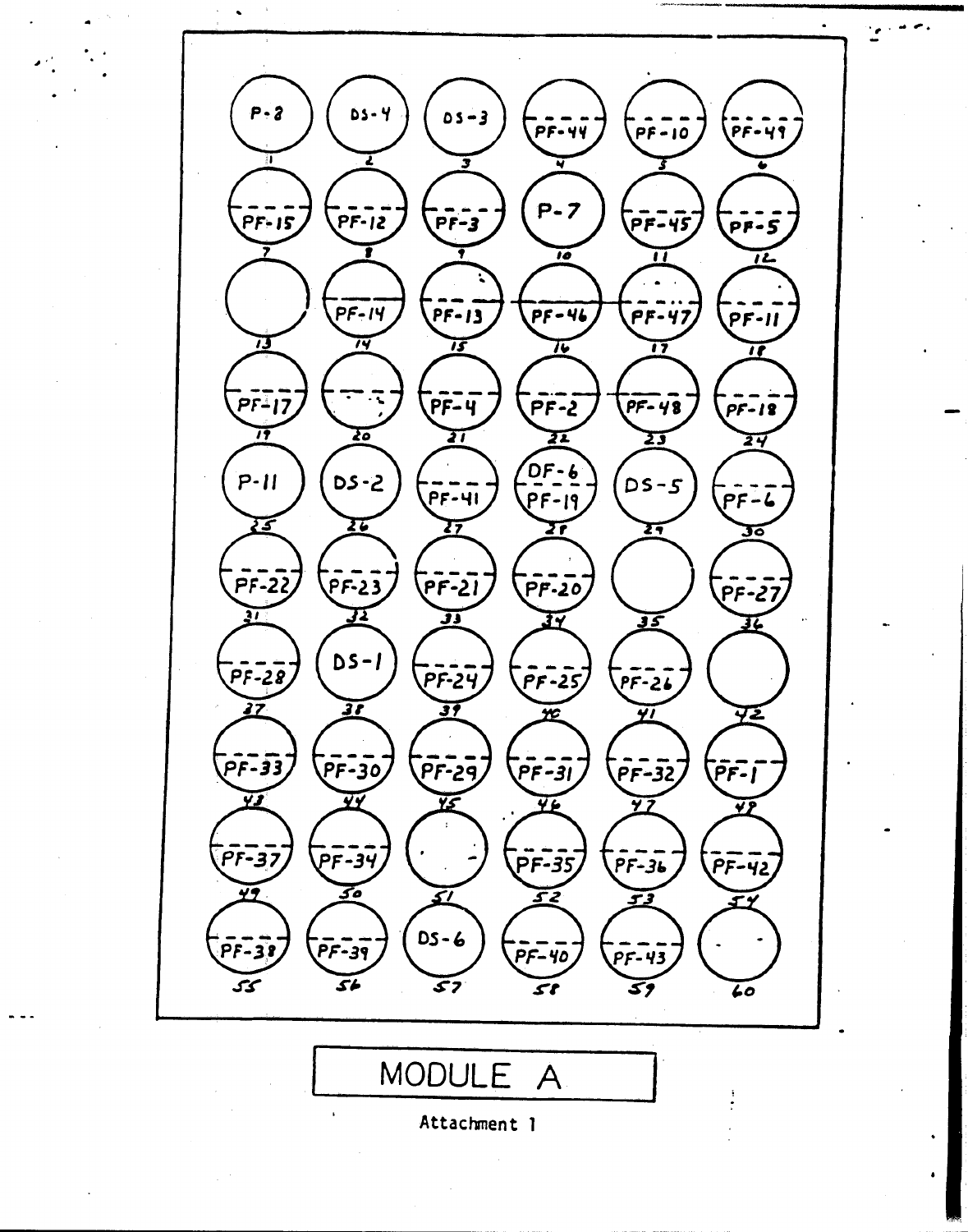| | | | | | |
|---|---|---|---|---|---|
| P-8 (1) | DS-4 (2) | DS-3 (3) | PF-44 (4) | PF-10 (5) | PF-49 (6) |
| PF-15 (7) | PF-12 (8) | PF-3 (9) | P-7 (10) | PF-45 (11) | PF-5 (12) |
| (13) | PF-14 (14) | PF-13 (15) | PF-46 (16) | PF-47 (17) | PF-11 (18) |
| PF-17 (19) | (20) | PF-4 (21) | PF-2 (22) | PF-48 (23) | PF-18 (24) |
| P-11 (25) | DS-2 (26) | PF-41 (27) | DF-6 / PF-19 (28) | DS-5 (29) | PF-6 (30) |
| PF-22 (31) | PF-23 (32) | PF-21 (33) | PF-20 (34) | (35) | PF-27 (36) |
| PF-28 (37) | DS-1 (38) | PF-24 (39) | PF-25 (40) | PF-26 (41) | (42) |
| PF-33 (43) | PF-30 (44) | PF-29 (45) | PF-31 (46) | PF-32 (47) | PF-1 (48) |
| PF-37 (49) | PF-34 (50) | (51) | PF-35 (52) | PF-36 (53) | PF-42 (54) |
| PF-38 (55) | PF-39 (56) | DS-6 (57) | PF-40 (58) | PF-43 (59) | (60) |

MODULE A

Attachment 1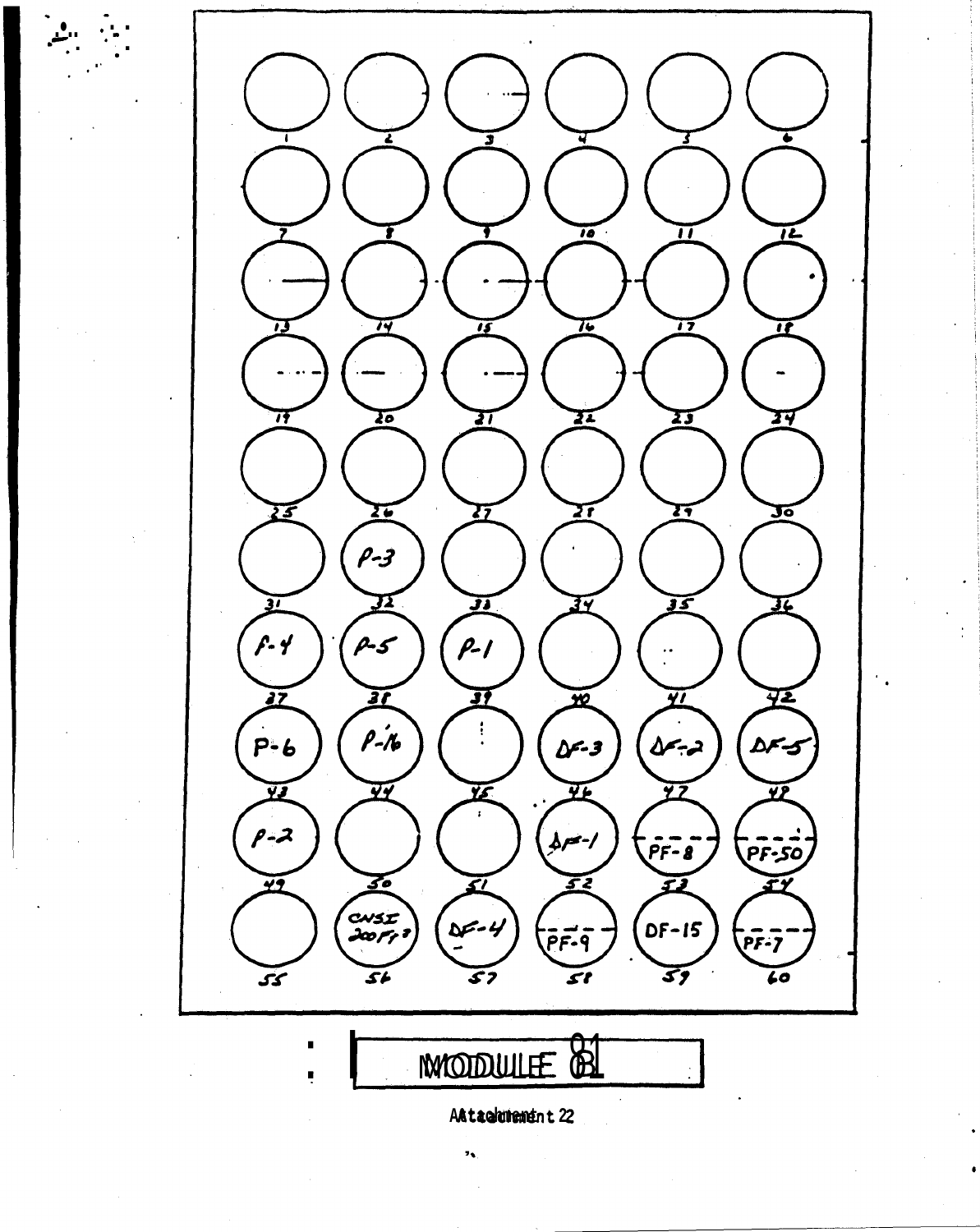1 2 3 4 5 6

7 8 9 10 11 12

13 14 15 16 17 18

19 20 21 22 23 24

25 26 27 28 29 30

P-3

31 32 33 34 35 36

P-4 P-5 P-1

37 38 39 40 41 42

P-6 P-16 DF-3 DF-2 DF-5

43 44 45 46 47 48

P-2 DF-1 PF-8 PF-50

49 50 51 52 53 54

CNSI 200Ft3 DF-4 PF-9 DF-15 PF-7

55 56 57 58 59 60

MODULE 81

Attachment 22